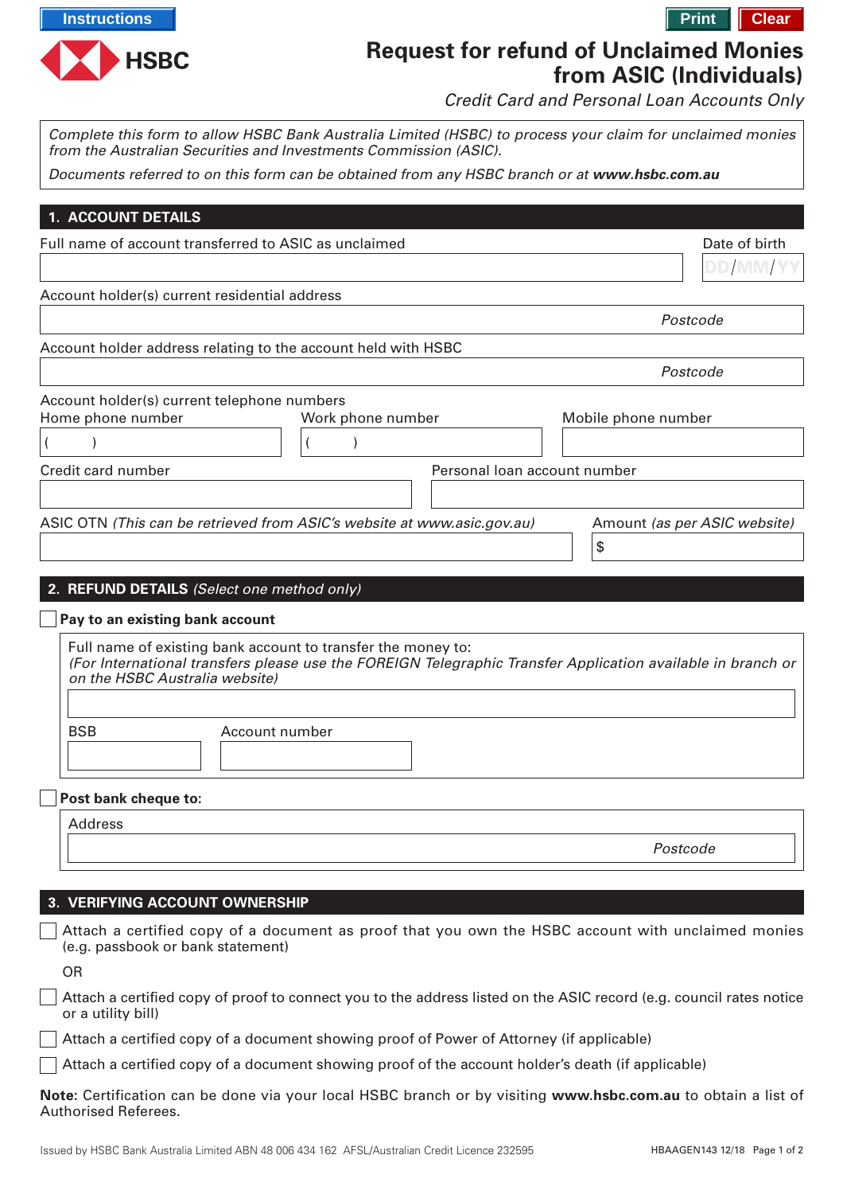Instructions

HSBC

Print | Clear

# Request for refund of Unclaimed Monies from ASIC (Individuals)

*Credit Card and Personal Loan Accounts Only*

*Complete this form to allow HSBC Bank Australia Limited (HSBC) to process your claim for unclaimed monies from the Australian Securities and Investments Commission (ASIC).*

*Documents referred to on this form can be obtained from any HSBC branch or at* ***www.hsbc.com.au***

## 1. ACCOUNT DETAILS

Full name of account transferred to ASIC as unclaimed

Date of birth DD/MM/YY

Account holder(s) current residential address

*Postcode*

Account holder address relating to the account held with HSBC

*Postcode*

Account holder(s) current telephone numbers

Home phone number ( )

Work phone number ( )

Mobile phone number

Credit card number

Personal loan account number

ASIC OTN *(This can be retrieved from ASIC's website at www.asic.gov.au)*

Amount *(as per ASIC website)* $

## 2. REFUND DETAILS *(Select one method only)*

☐ **Pay to an existing bank account**

Full name of existing bank account to transfer the money to:
*(For International transfers please use the FOREIGN Telegraphic Transfer Application available in branch or on the HSBC Australia website)*

BSB

Account number

☐ **Post bank cheque to:**

Address

*Postcode*

## 3. VERIFYING ACCOUNT OWNERSHIP

☐ Attach a certified copy of a document as proof that you own the HSBC account with unclaimed monies (e.g. passbook or bank statement)

OR

☐ Attach a certified copy of proof to connect you to the address listed on the ASIC record (e.g. council rates notice or a utility bill)

☐ Attach a certified copy of a document showing proof of Power of Attorney (if applicable)

☐ Attach a certified copy of a document showing proof of the account holder's death (if applicable)

**Note:** Certification can be done via your local HSBC branch or by visiting **www.hsbc.com.au** to obtain a list of Authorised Referees.

Issued by HSBC Bank Australia Limited ABN 48 006 434 162 AFSL/Australian Credit Licence 232595

HBAAGEN143 12/18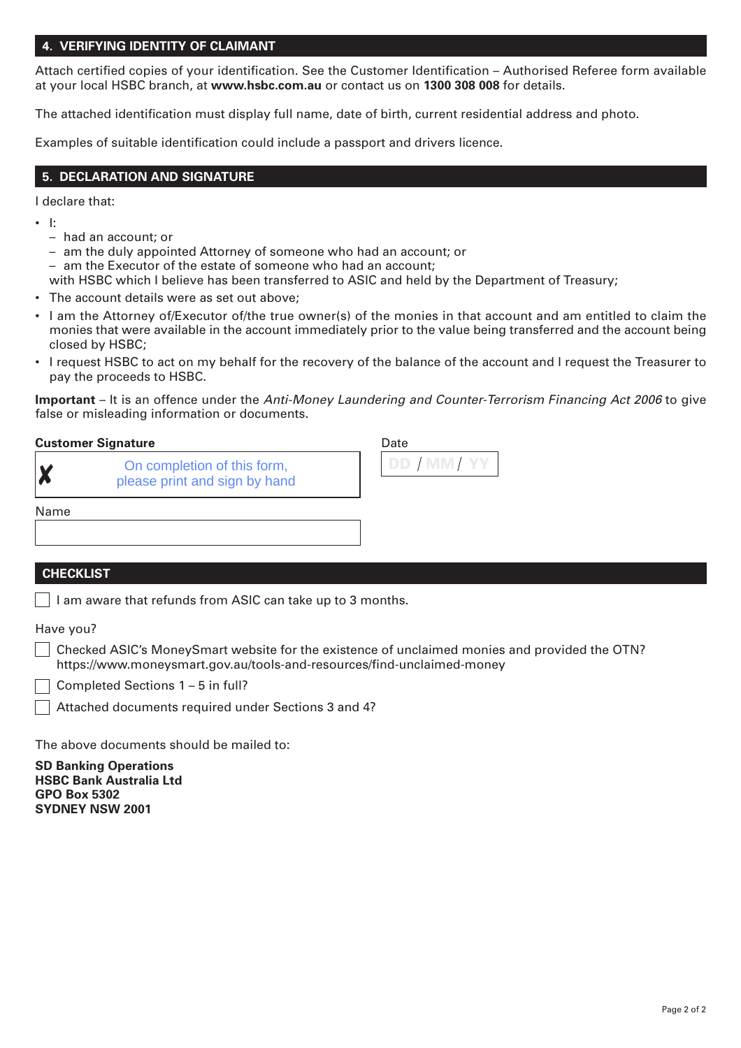## 4. VERIFYING IDENTITY OF CLAIMANT

Attach certified copies of your identification. See the Customer Identification – Authorised Referee form available at your local HSBC branch, at **www.hsbc.com.au** or contact us on **1300 308 008** for details.

The attached identification must display full name, date of birth, current residential address and photo.

Examples of suitable identification could include a passport and drivers licence.

## 5. DECLARATION AND SIGNATURE

I declare that:

- I:
  - had an account; or
  - am the duly appointed Attorney of someone who had an account; or
  - am the Executor of the estate of someone who had an account;

  with HSBC which I believe has been transferred to ASIC and held by the Department of Treasury;
- The account details were as set out above;
- I am the Attorney of/Executor of/the true owner(s) of the monies in that account and am entitled to claim the monies that were available in the account immediately prior to the value being transferred and the account being closed by HSBC;
- I request HSBC to act on my behalf for the recovery of the balance of the account and I request the Treasurer to pay the proceeds to HSBC.

**Important** – It is an offence under the *Anti-Money Laundering and Counter-Terrorism Financing Act 2006* to give false or misleading information or documents.

**Customer Signature**

✗ On completion of this form, please print and sign by hand

Date

DD / MM / YY

Name

## CHECKLIST

☐ I am aware that refunds from ASIC can take up to 3 months.

Have you?

☐ Checked ASIC's MoneySmart website for the existence of unclaimed monies and provided the OTN? https://www.moneysmart.gov.au/tools-and-resources/find-unclaimed-money

☐ Completed Sections 1 – 5 in full?

☐ Attached documents required under Sections 3 and 4?

The above documents should be mailed to:

**SD Banking Operations**
**HSBC Bank Australia Ltd**
**GPO Box 5302**
**SYDNEY NSW 2001**